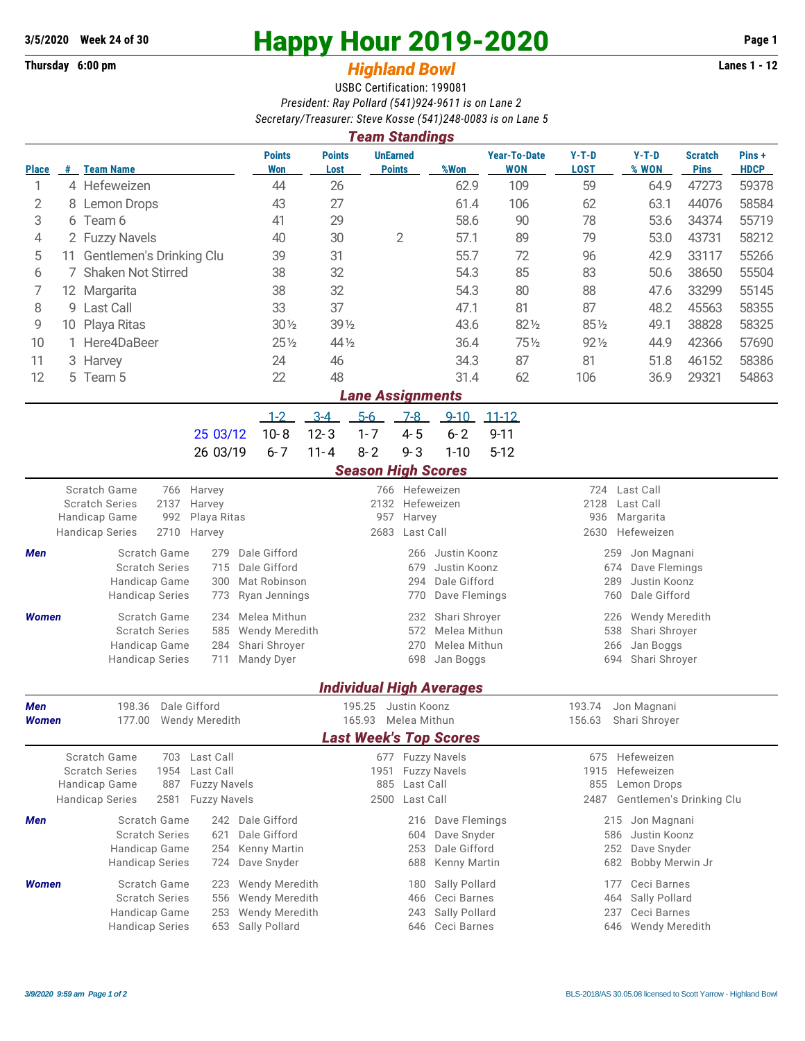3/5/2020 Week 24 of 30

Thursday 6:00 pm

# Happy Hour 2019-2020

## *Highland Bowl*

Lanes 1 - 12

USBC Certification: 199081

*President: Ray Pollard (541)924-9611 is on Lane 2*

*Secretary/Treasurer: Steve Kosse (541)248-0083 is on Lane 5*

### *Team Standings*

| Place | # | Team Name | Points Won | Points Lost | UnEarned Points | %Won | Year-To-Date WON | Y-T-D LOST | Y-T-D % WON | Scratch Pins | Pins + HDCP |
|---|---|---|---|---|---|---|---|---|---|---|---|
| 1 | 4 | Hefeweizen | 44 | 26 | | 62.9 | 109 | 59 | 64.9 | 47273 | 59378 |
| 2 | 8 | Lemon Drops | 43 | 27 | | 61.4 | 106 | 62 | 63.1 | 44076 | 58584 |
| 3 | 6 | Team 6 | 41 | 29 | | 58.6 | 90 | 78 | 53.6 | 34374 | 55719 |
| 4 | 2 | Fuzzy Navels | 40 | 30 | 2 | 57.1 | 89 | 79 | 53.0 | 43731 | 58212 |
| 5 | 11 | Gentlemen's Drinking Clu | 39 | 31 | | 55.7 | 72 | 96 | 42.9 | 33117 | 55266 |
| 6 | 7 | Shaken Not Stirred | 38 | 32 | | 54.3 | 85 | 83 | 50.6 | 38650 | 55504 |
| 7 | 12 | Margarita | 38 | 32 | | 54.3 | 80 | 88 | 47.6 | 33299 | 55145 |
| 8 | 9 | Last Call | 33 | 37 | | 47.1 | 81 | 87 | 48.2 | 45563 | 58355 |
| 9 | 10 | Playa Ritas | 30½ | 39½ | | 43.6 | 82½ | 85½ | 49.1 | 38828 | 58325 |
| 10 | 1 | Here4DaBeer | 25½ | 44½ | | 36.4 | 75½ | 92½ | 44.9 | 42366 | 57690 |
| 11 | 3 | Harvey | 24 | 46 | | 34.3 | 87 | 81 | 51.8 | 46152 | 58386 |
| 12 | 5 | Team 5 | 22 | 48 | | 31.4 | 62 | 106 | 36.9 | 29321 | 54863 |

### *Lane Assignments*

| | 1-2 | 3-4 | 5-6 | 7-8 | 9-10 | 11-12 |
|---|---|---|---|---|---|---|
| 25 03/12 | 10-8 | 12-3 | 1-7 | 4-5 | 6-2 | 9-11 |
| 26 03/19 | 6-7 | 11-4 | 8-2 | 9-3 | 1-10 | 5-12 |

### *Season High Scores*

| | | | | | | |
|---|---|---|---|---|---|---|
| Scratch Game | 766 | Harvey | 766 | Hefeweizen | 724 | Last Call |
| Scratch Series | 2137 | Harvey | 2132 | Hefeweizen | 2128 | Last Call |
| Handicap Game | 992 | Playa Ritas | 957 | Harvey | 936 | Margarita |
| Handicap Series | 2710 | Harvey | 2683 | Last Call | 2630 | Hefeweizen |

| | | | | | | | |
|---|---|---|---|---|---|---|---|
| ***Men*** | Scratch Game | 279 | Dale Gifford | 266 | Justin Koonz | 259 | Jon Magnani |
| | Scratch Series | 715 | Dale Gifford | 679 | Justin Koonz | 674 | Dave Flemings |
| | Handicap Game | 300 | Mat Robinson | 294 | Dale Gifford | 289 | Justin Koonz |
| | Handicap Series | 773 | Ryan Jennings | 770 | Dave Flemings | 760 | Dale Gifford |
| ***Women*** | Scratch Game | 234 | Melea Mithun | 232 | Shari Shroyer | 226 | Wendy Meredith |
| | Scratch Series | 585 | Wendy Meredith | 572 | Melea Mithun | 538 | Shari Shroyer |
| | Handicap Game | 284 | Shari Shroyer | 270 | Melea Mithun | 266 | Jan Boggs |
| | Handicap Series | 711 | Mandy Dyer | 698 | Jan Boggs | 694 | Shari Shroyer |

### *Individual High Averages*

| | | | | | | |
|---|---|---|---|---|---|---|
| ***Men*** | 198.36 | Dale Gifford | 195.25 | Justin Koonz | 193.74 | Jon Magnani |
| ***Women*** | 177.00 | Wendy Meredith | 165.93 | Melea Mithun | 156.63 | Shari Shroyer |

### *Last Week's Top Scores*

| | | | | | | |
|---|---|---|---|---|---|---|
| Scratch Game | 703 | Last Call | 677 | Fuzzy Navels | 675 | Hefeweizen |
| Scratch Series | 1954 | Last Call | 1951 | Fuzzy Navels | 1915 | Hefeweizen |
| Handicap Game | 887 | Fuzzy Navels | 885 | Last Call | 855 | Lemon Drops |
| Handicap Series | 2581 | Fuzzy Navels | 2500 | Last Call | 2487 | Gentlemen's Drinking Clu |

| | | | | | | | |
|---|---|---|---|---|---|---|---|
| ***Men*** | Scratch Game | 242 | Dale Gifford | 216 | Dave Flemings | 215 | Jon Magnani |
| | Scratch Series | 621 | Dale Gifford | 604 | Dave Snyder | 586 | Justin Koonz |
| | Handicap Game | 254 | Kenny Martin | 253 | Dale Gifford | 252 | Dave Snyder |
| | Handicap Series | 724 | Dave Snyder | 688 | Kenny Martin | 682 | Bobby Merwin Jr |
| ***Women*** | Scratch Game | 223 | Wendy Meredith | 180 | Sally Pollard | 177 | Ceci Barnes |
| | Scratch Series | 556 | Wendy Meredith | 466 | Ceci Barnes | 464 | Sally Pollard |
| | Handicap Game | 253 | Wendy Meredith | 243 | Sally Pollard | 237 | Ceci Barnes |
| | Handicap Series | 653 | Sally Pollard | 646 | Ceci Barnes | 646 | Wendy Meredith |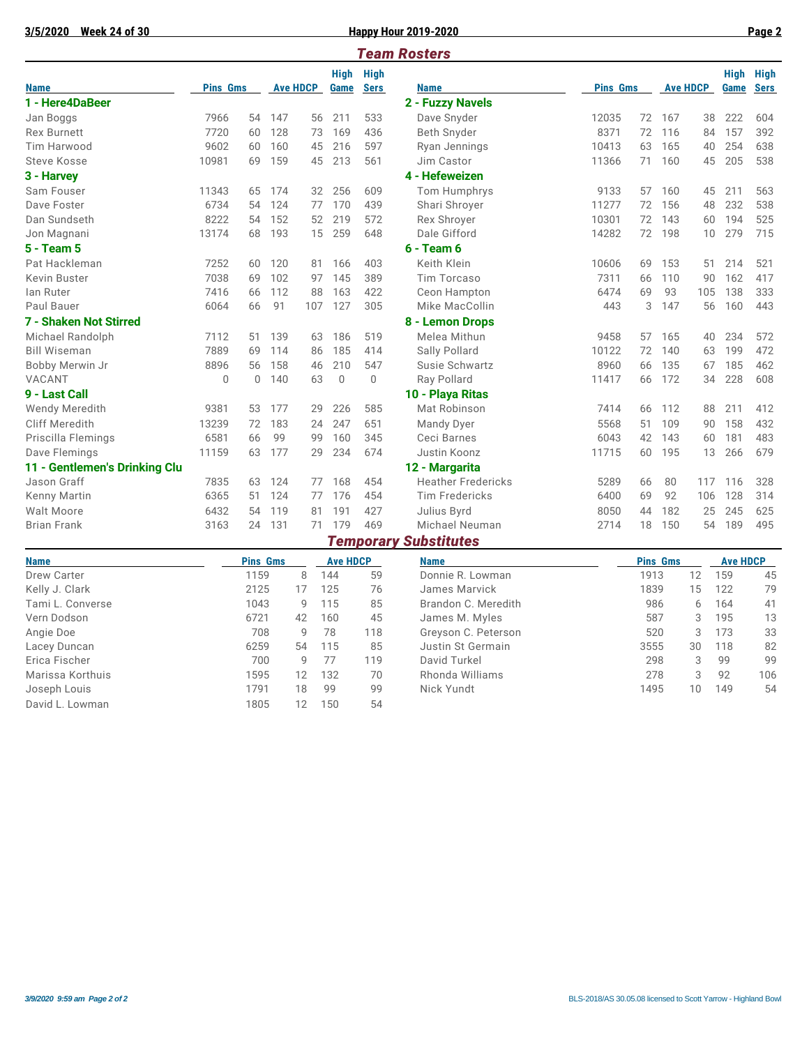## Team Rosters

| Name | Pins | Gms | Ave | HDCP | High Game | High Sers |
|---|---|---|---|---|---|---|
| **1 - Here4DaBeer** | | | | | | |
| Jan Boggs | 7966 | 54 | 147 | 56 | 211 | 533 |
| Rex Burnett | 7720 | 60 | 128 | 73 | 169 | 436 |
| Tim Harwood | 9602 | 60 | 160 | 45 | 216 | 597 |
| Steve Kosse | 10981 | 69 | 159 | 45 | 213 | 561 |
| **2 - Fuzzy Navels** | | | | | | |
| Dave Snyder | 12035 | 72 | 167 | 38 | 222 | 604 |
| Beth Snyder | 8371 | 72 | 116 | 84 | 157 | 392 |
| Ryan Jennings | 10413 | 63 | 165 | 40 | 254 | 638 |
| Jim Castor | 11366 | 71 | 160 | 45 | 205 | 538 |
| **3 - Harvey** | | | | | | |
| Sam Fouser | 11343 | 65 | 174 | 32 | 256 | 609 |
| Dave Foster | 6734 | 54 | 124 | 77 | 170 | 439 |
| Dan Sundseth | 8222 | 54 | 152 | 52 | 219 | 572 |
| Jon Magnani | 13174 | 68 | 193 | 15 | 259 | 648 |
| **4 - Hefeweizen** | | | | | | |
| Tom Humphrys | 9133 | 57 | 160 | 45 | 211 | 563 |
| Shari Shroyer | 11277 | 72 | 156 | 48 | 232 | 538 |
| Rex Shroyer | 10301 | 72 | 143 | 60 | 194 | 525 |
| Dale Gifford | 14282 | 72 | 198 | 10 | 279 | 715 |
| **5 - Team 5** | | | | | | |
| Pat Hackleman | 7252 | 60 | 120 | 81 | 166 | 403 |
| Kevin Buster | 7038 | 69 | 102 | 97 | 145 | 389 |
| Ian Ruter | 7416 | 66 | 112 | 88 | 163 | 422 |
| Paul Bauer | 6064 | 66 | 91 | 107 | 127 | 305 |
| **6 - Team 6** | | | | | | |
| Keith Klein | 10606 | 69 | 153 | 51 | 214 | 521 |
| Tim Torcaso | 7311 | 66 | 110 | 90 | 162 | 417 |
| Ceon Hampton | 6474 | 69 | 93 | 105 | 138 | 333 |
| Mike MacCollin | 443 | 3 | 147 | 56 | 160 | 443 |
| **7 - Shaken Not Stirred** | | | | | | |
| Michael Randolph | 7112 | 51 | 139 | 63 | 186 | 519 |
| Bill Wiseman | 7889 | 69 | 114 | 86 | 185 | 414 |
| Bobby Merwin Jr | 8896 | 56 | 158 | 46 | 210 | 547 |
| VACANT | 0 | 0 | 140 | 63 | 0 | 0 |
| **8 - Lemon Drops** | | | | | | |
| Melea Mithun | 9458 | 57 | 165 | 40 | 234 | 572 |
| Sally Pollard | 10122 | 72 | 140 | 63 | 199 | 472 |
| Susie Schwartz | 8960 | 66 | 135 | 67 | 185 | 462 |
| Ray Pollard | 11417 | 66 | 172 | 34 | 228 | 608 |
| **9 - Last Call** | | | | | | |
| Wendy Meredith | 9381 | 53 | 177 | 29 | 226 | 585 |
| Cliff Meredith | 13239 | 72 | 183 | 24 | 247 | 651 |
| Priscilla Flemings | 6581 | 66 | 99 | 99 | 160 | 345 |
| Dave Flemings | 11159 | 63 | 177 | 29 | 234 | 674 |
| **10 - Playa Ritas** | | | | | | |
| Mat Robinson | 7414 | 66 | 112 | 88 | 211 | 412 |
| Mandy Dyer | 5568 | 51 | 109 | 90 | 158 | 432 |
| Ceci Barnes | 6043 | 42 | 143 | 60 | 181 | 483 |
| Justin Koonz | 11715 | 60 | 195 | 13 | 266 | 679 |
| **11 - Gentlemen's Drinking Clu** | | | | | | |
| Jason Graff | 7835 | 63 | 124 | 77 | 168 | 454 |
| Kenny Martin | 6365 | 51 | 124 | 77 | 176 | 454 |
| Walt Moore | 6432 | 54 | 119 | 81 | 191 | 427 |
| Brian Frank | 3163 | 24 | 131 | 71 | 179 | 469 |
| **12 - Margarita** | | | | | | |
| Heather Fredericks | 5289 | 66 | 80 | 117 | 116 | 328 |
| Tim Fredericks | 6400 | 69 | 92 | 106 | 128 | 314 |
| Julius Byrd | 8050 | 44 | 182 | 25 | 245 | 625 |
| Michael Neuman | 2714 | 18 | 150 | 54 | 189 | 495 |

## Temporary Substitutes

| Name | Pins | Gms | Ave | HDCP |
|---|---|---|---|---|
| Drew Carter | 1159 | 8 | 144 | 59 |
| Kelly J. Clark | 2125 | 17 | 125 | 76 |
| Tami L. Converse | 1043 | 9 | 115 | 85 |
| Vern Dodson | 6721 | 42 | 160 | 45 |
| Angie Doe | 708 | 9 | 78 | 118 |
| Lacey Duncan | 6259 | 54 | 115 | 85 |
| Erica Fischer | 700 | 9 | 77 | 119 |
| Marissa Korthuis | 1595 | 12 | 132 | 70 |
| Joseph Louis | 1791 | 18 | 99 | 99 |
| David L. Lowman | 1805 | 12 | 150 | 54 |
| Donnie R. Lowman | 1913 | 12 | 159 | 45 |
| James Marvick | 1839 | 15 | 122 | 79 |
| Brandon C. Meredith | 986 | 6 | 164 | 41 |
| James M. Myles | 587 | 3 | 195 | 13 |
| Greyson C. Peterson | 520 | 3 | 173 | 33 |
| Justin St Germain | 3555 | 30 | 118 | 82 |
| David Turkel | 298 | 3 | 99 | 99 |
| Rhonda Williams | 278 | 3 | 92 | 106 |
| Nick Yundt | 1495 | 10 | 149 | 54 |